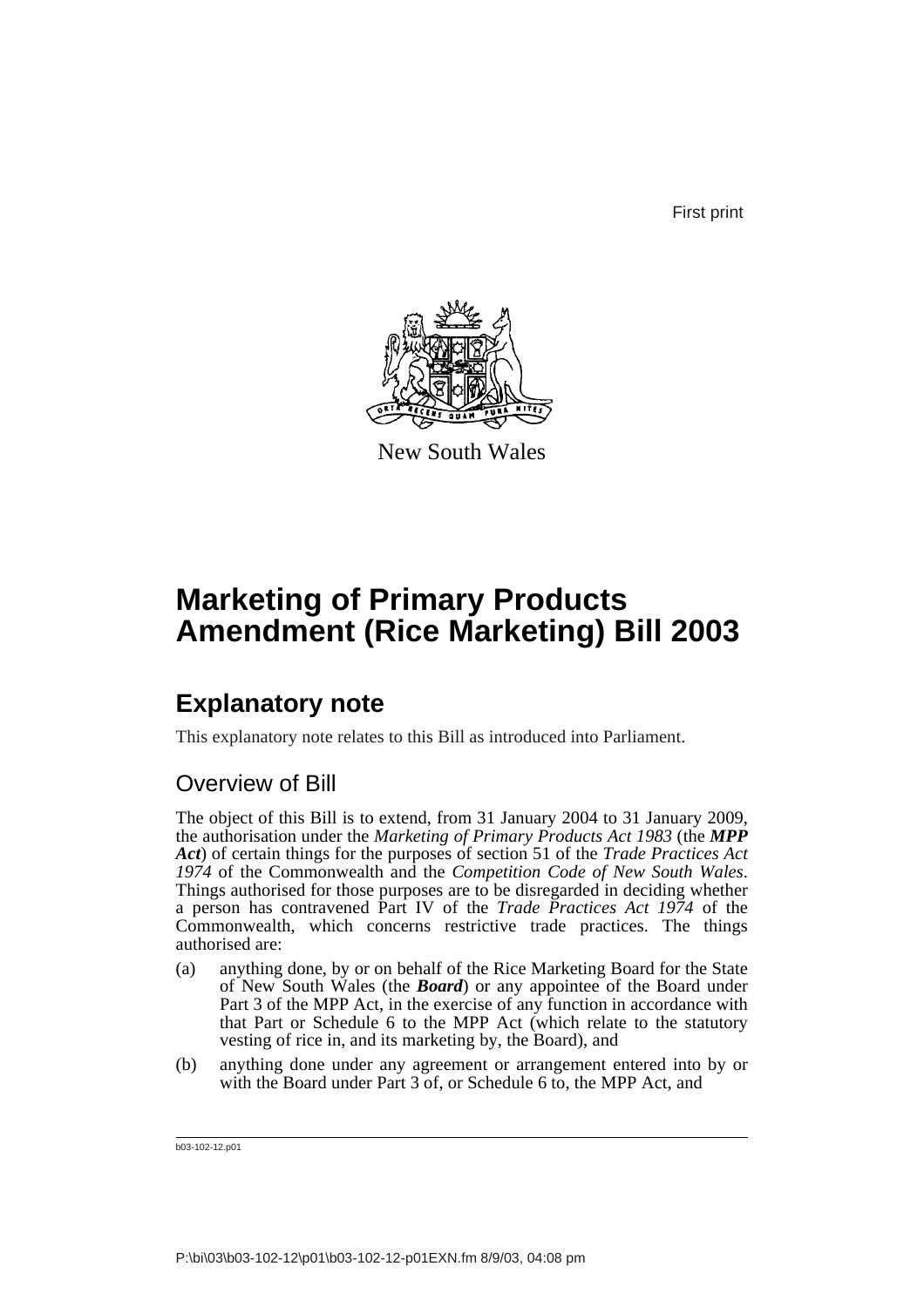First print

New South Wales

# Marketing of Primary Products Amendment (Rice Marketing) Bill 2003

## Explanatory note

This explanatory note relates to this Bill as introduced into Parliament.

### Overview of Bill

The object of this Bill is to extend, from 31 January 2004 to 31 January 2009, the authorisation under the *Marketing of Primary Products Act 1983* (the ***MPP Act***) of certain things for the purposes of section 51 of the *Trade Practices Act 1974* of the Commonwealth and the *Competition Code of New South Wales*. Things authorised for those purposes are to be disregarded in deciding whether a person has contravened Part IV of the *Trade Practices Act 1974* of the Commonwealth, which concerns restrictive trade practices. The things authorised are:

(a) anything done, by or on behalf of the Rice Marketing Board for the State of New South Wales (the ***Board***) or any appointee of the Board under Part 3 of the MPP Act, in the exercise of any function in accordance with that Part or Schedule 6 to the MPP Act (which relate to the statutory vesting of rice in, and its marketing by, the Board), and

(b) anything done under any agreement or arrangement entered into by or with the Board under Part 3 of, or Schedule 6 to, the MPP Act, and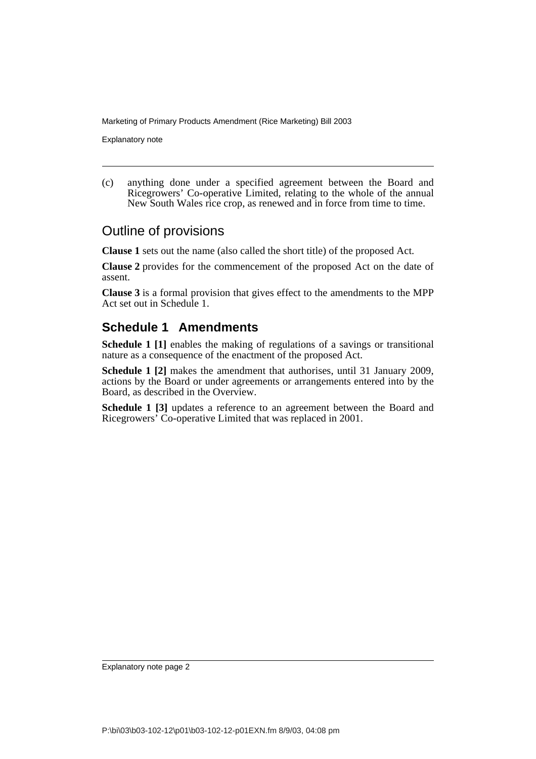(c) anything done under a specified agreement between the Board and Ricegrowers' Co-operative Limited, relating to the whole of the annual New South Wales rice crop, as renewed and in force from time to time.

## Outline of provisions

**Clause 1** sets out the name (also called the short title) of the proposed Act.

**Clause 2** provides for the commencement of the proposed Act on the date of assent.

**Clause 3** is a formal provision that gives effect to the amendments to the MPP Act set out in Schedule 1.

## Schedule 1 Amendments

**Schedule 1 [1]** enables the making of regulations of a savings or transitional nature as a consequence of the enactment of the proposed Act.

**Schedule 1 [2]** makes the amendment that authorises, until 31 January 2009, actions by the Board or under agreements or arrangements entered into by the Board, as described in the Overview.

**Schedule 1 [3]** updates a reference to an agreement between the Board and Ricegrowers' Co-operative Limited that was replaced in 2001.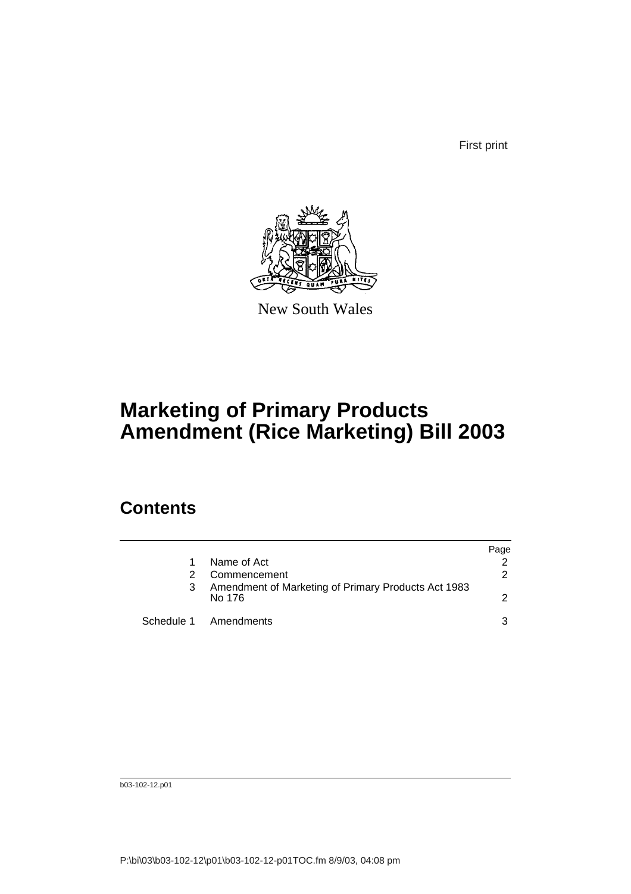First print

New South Wales

# Marketing of Primary Products Amendment (Rice Marketing) Bill 2003

## Contents

| | | Page |
|---|---|---|
| 1 | Name of Act | 2 |
| 2 | Commencement | 2 |
| 3 | Amendment of Marketing of Primary Products Act 1983 No 176 | 2 |
| Schedule 1 | Amendments | 3 |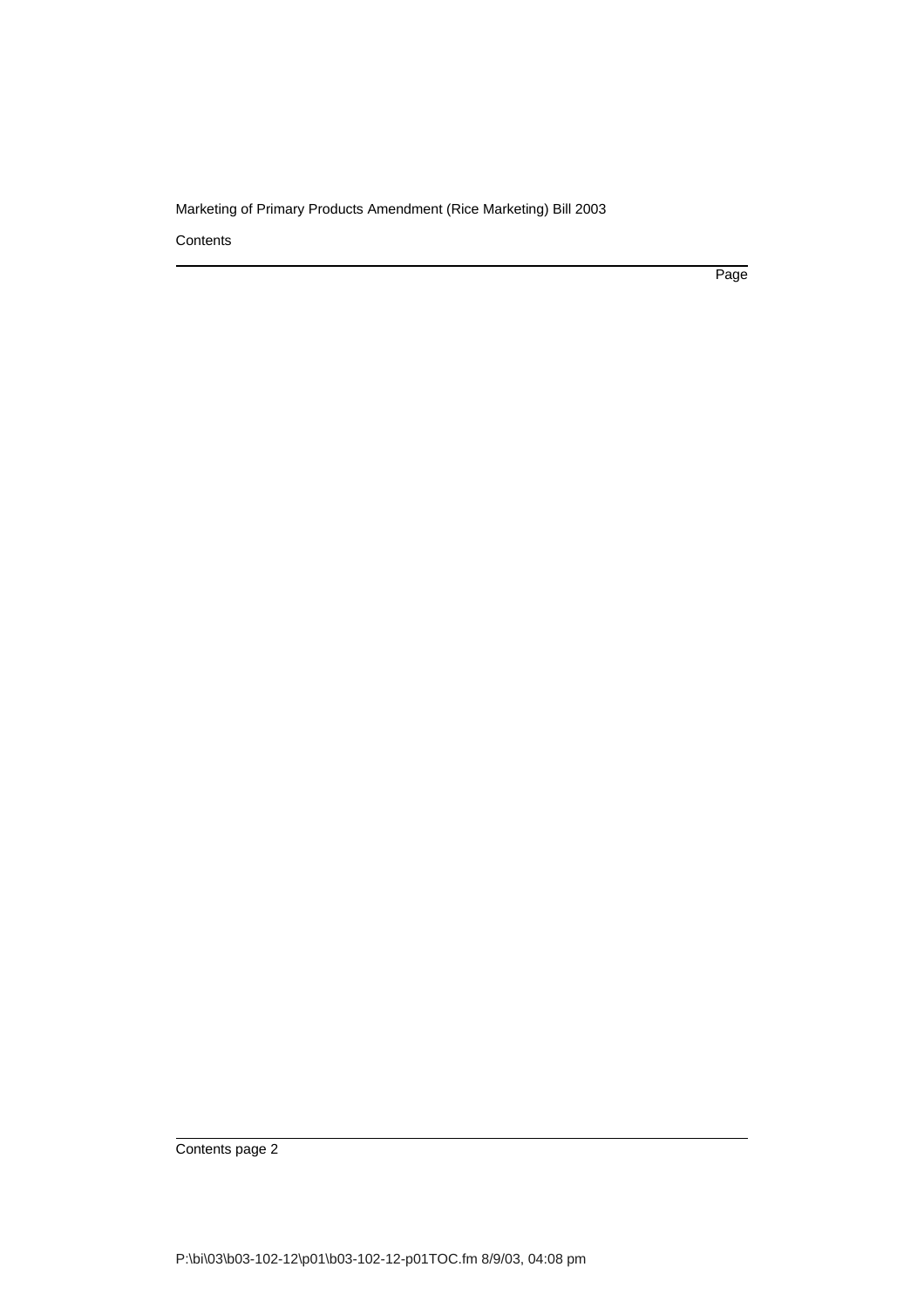Contents

Page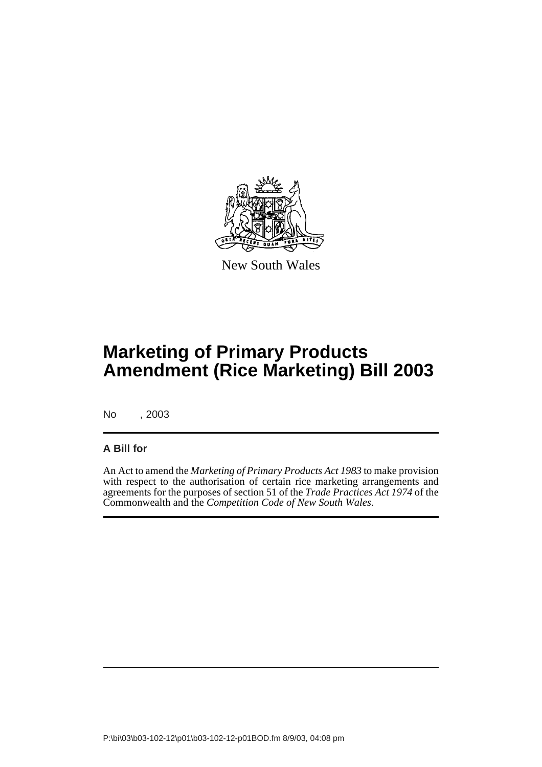New South Wales

# Marketing of Primary Products Amendment (Rice Marketing) Bill 2003

No , 2003

**A Bill for**

An Act to amend the *Marketing of Primary Products Act 1983* to make provision with respect to the authorisation of certain rice marketing arrangements and agreements for the purposes of section 51 of the *Trade Practices Act 1974* of the Commonwealth and the *Competition Code of New South Wales*.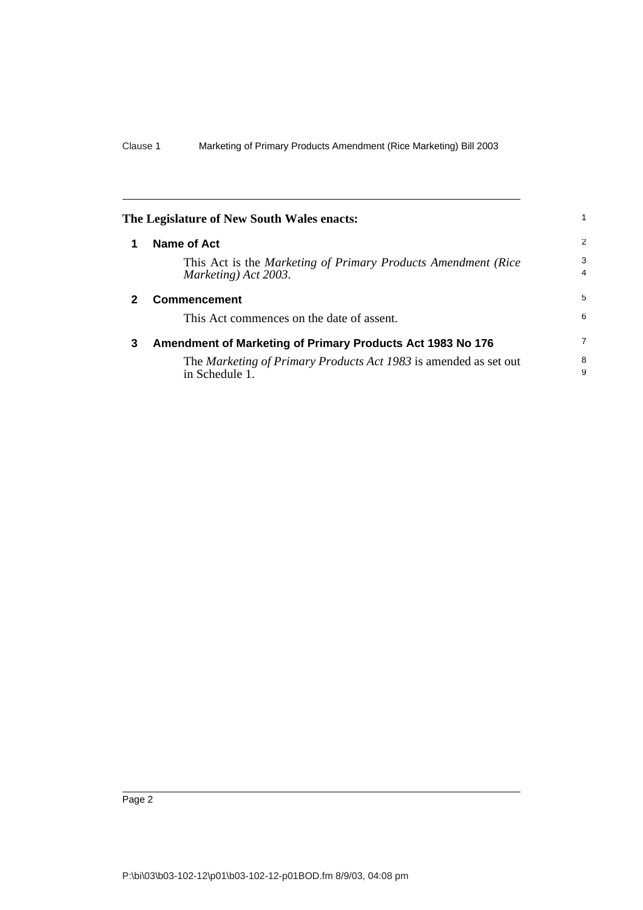**The Legislature of New South Wales enacts:**

## 1 Name of Act

This Act is the *Marketing of Primary Products Amendment (Rice Marketing) Act 2003*.

## 2 Commencement

This Act commences on the date of assent.

## 3 Amendment of Marketing of Primary Products Act 1983 No 176

The *Marketing of Primary Products Act 1983* is amended as set out in Schedule 1.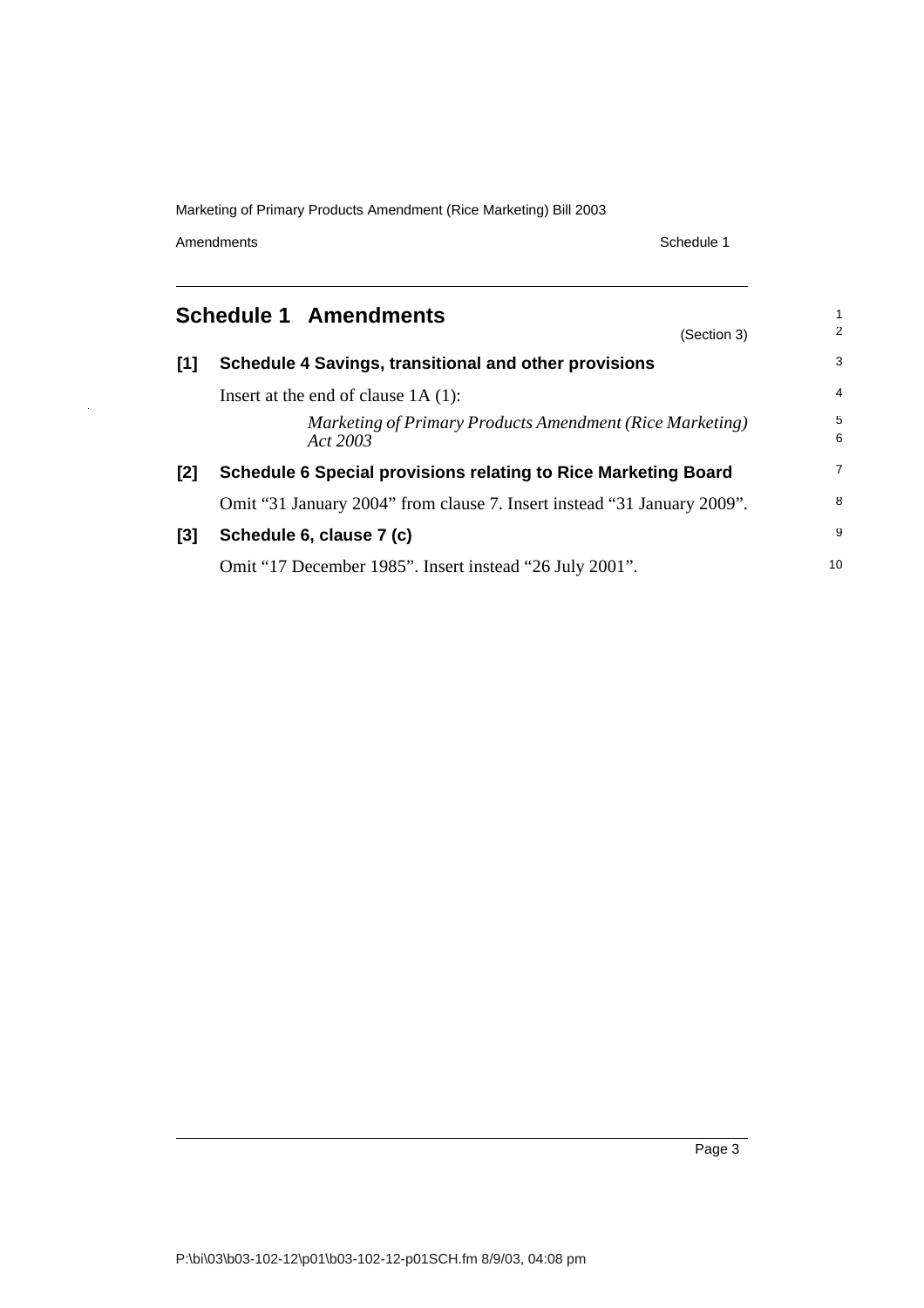## Schedule 1 Amendments

(Section 3)

**[1] Schedule 4 Savings, transitional and other provisions**

Insert at the end of clause 1A (1):

*Marketing of Primary Products Amendment (Rice Marketing) Act 2003*

**[2] Schedule 6 Special provisions relating to Rice Marketing Board**

Omit "31 January 2004" from clause 7. Insert instead "31 January 2009".

**[3] Schedule 6, clause 7 (c)**

Omit "17 December 1985". Insert instead "26 July 2001".